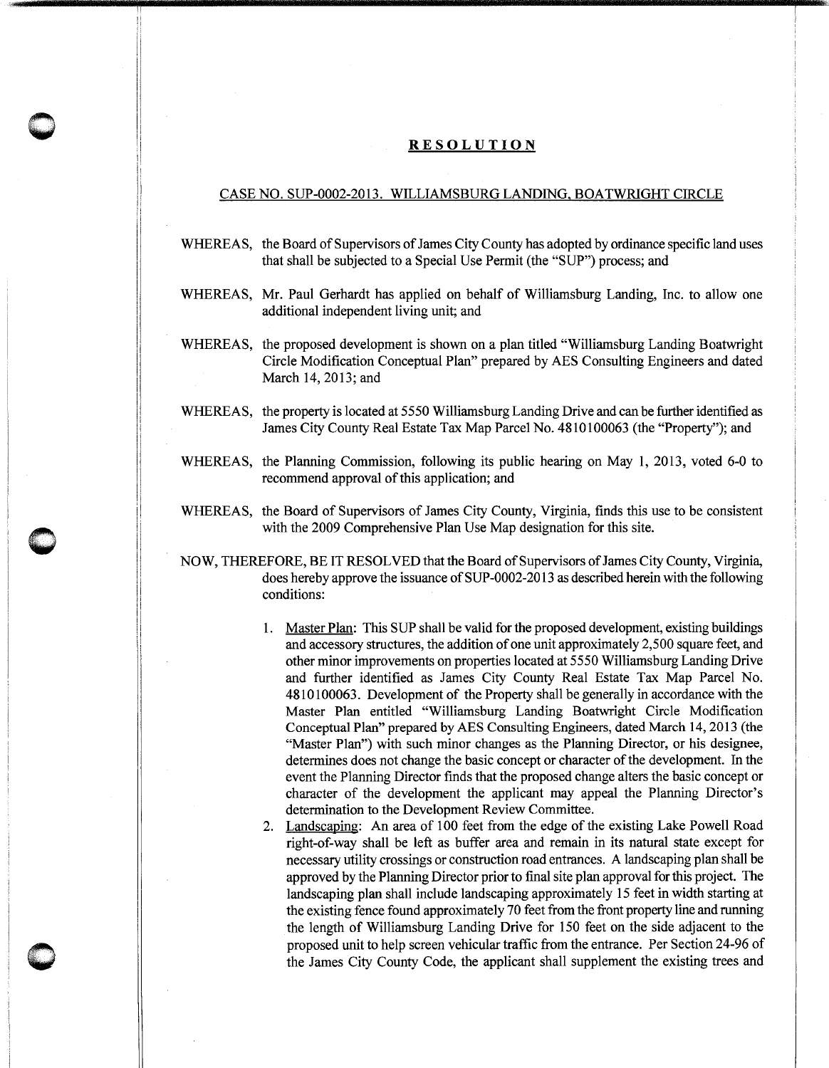# RESOLUTION

CASE NO. SUP-0002-2013. WILLIAMSBURG LANDING, BOATWRIGHT CIRCLE

WHEREAS, the Board of Supervisors of James City County has adopted by ordinance specific land uses that shall be subjected to a Special Use Permit (the "SUP") process; and

WHEREAS, Mr. Paul Gerhardt has applied on behalf of Williamsburg Landing, Inc. to allow one additional independent living unit; and

WHEREAS, the proposed development is shown on a plan titled "Williamsburg Landing Boatwright Circle Modification Conceptual Plan" prepared by AES Consulting Engineers and dated March 14, 2013; and

WHEREAS, the property is located at 5550 Williamsburg Landing Drive and can be further identified as James City County Real Estate Tax Map Parcel No. 4810100063 (the "Property"); and

WHEREAS, the Planning Commission, following its public hearing on May 1, 2013, voted 6-0 to recommend approval of this application; and

WHEREAS, the Board of Supervisors of James City County, Virginia, finds this use to be consistent with the 2009 Comprehensive Plan Use Map designation for this site.

NOW, THEREFORE, BE IT RESOLVED that the Board of Supervisors of James City County, Virginia, does hereby approve the issuance of SUP-0002-2013 as described herein with the following conditions:

1. Master Plan: This SUP shall be valid for the proposed development, existing buildings and accessory structures, the addition of one unit approximately 2,500 square feet, and other minor improvements on properties located at 5550 Williamsburg Landing Drive and further identified as James City County Real Estate Tax Map Parcel No. 4810100063. Development of the Property shall be generally in accordance with the Master Plan entitled "Williamsburg Landing Boatwright Circle Modification Conceptual Plan" prepared by AES Consulting Engineers, dated March 14, 2013 (the "Master Plan") with such minor changes as the Planning Director, or his designee, determines does not change the basic concept or character of the development. In the event the Planning Director finds that the proposed change alters the basic concept or character of the development the applicant may appeal the Planning Director's determination to the Development Review Committee.
2. Landscaping: An area of 100 feet from the edge of the existing Lake Powell Road right-of-way shall be left as buffer area and remain in its natural state except for necessary utility crossings or construction road entrances. A landscaping plan shall be approved by the Planning Director prior to final site plan approval for this project. The landscaping plan shall include landscaping approximately 15 feet in width starting at the existing fence found approximately 70 feet from the front property line and running the length of Williamsburg Landing Drive for 150 feet on the side adjacent to the proposed unit to help screen vehicular traffic from the entrance. Per Section 24-96 of the James City County Code, the applicant shall supplement the existing trees and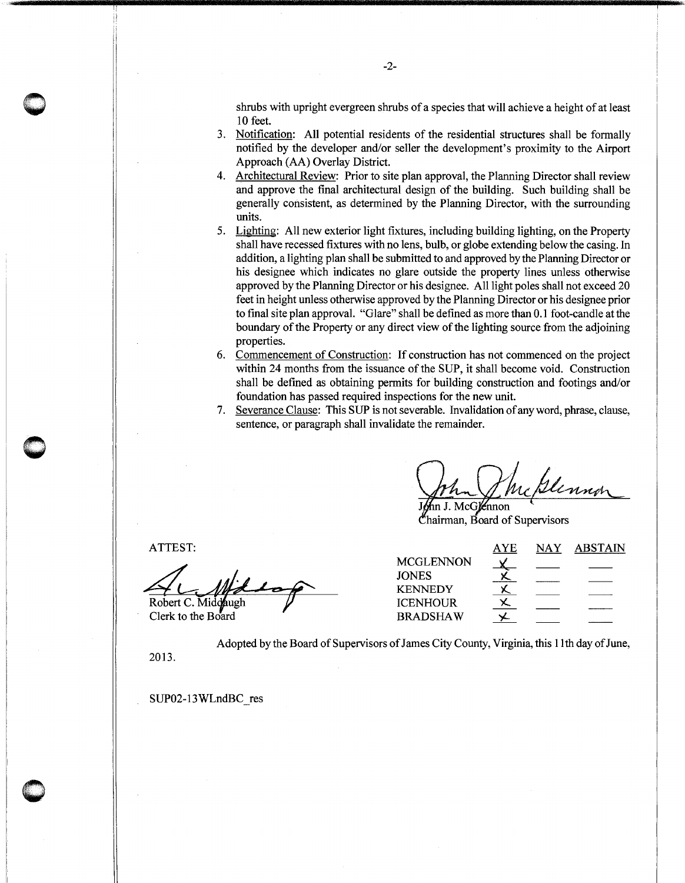shrubs with upright evergreen shrubs of a species that will achieve a height of at least 10 feet.

3. Notification: All potential residents of the residential structures shall be formally notified by the developer and/or seller the development's proximity to the Airport Approach (AA) Overlay District.
4. Architectural Review: Prior to site plan approval, the Planning Director shall review and approve the final architectural design of the building. Such building shall be generally consistent, as determined by the Planning Director, with the surrounding units.
5. Lighting: All new exterior light fixtures, including building lighting, on the Property shall have recessed fixtures with no lens, bulb, or globe extending below the casing. In addition, a lighting plan shall be submitted to and approved by the Planning Director or his designee which indicates no glare outside the property lines unless otherwise approved by the Planning Director or his designee. All light poles shall not exceed 20 feet in height unless otherwise approved by the Planning Director or his designee prior to final site plan approval. "Glare" shall be defined as more than 0.1 foot-candle at the boundary of the Property or any direct view of the lighting source from the adjoining properties.
6. Commencement of Construction: If construction has not commenced on the project within 24 months from the issuance of the SUP, it shall become void. Construction shall be defined as obtaining permits for building construction and footings and/or foundation has passed required inspections for the new unit.
7. Severance Clause: This SUP is not severable. Invalidation of any word, phrase, clause, sentence, or paragraph shall invalidate the remainder.

John J. McGlennon
Chairman, Board of Supervisors

ATTEST:

Robert C. Middaugh
Clerk to the Board

| | AYE | NAY | ABSTAIN |
|---|---|---|---|
| MCGLENNON | X | | |
| JONES | X | | |
| KENNEDY | X | | |
| ICENHOUR | X | | |
| BRADSHAW | X | | |

Adopted by the Board of Supervisors of James City County, Virginia, this 11th day of June, 2013.

SUP02-13WLndBC_res